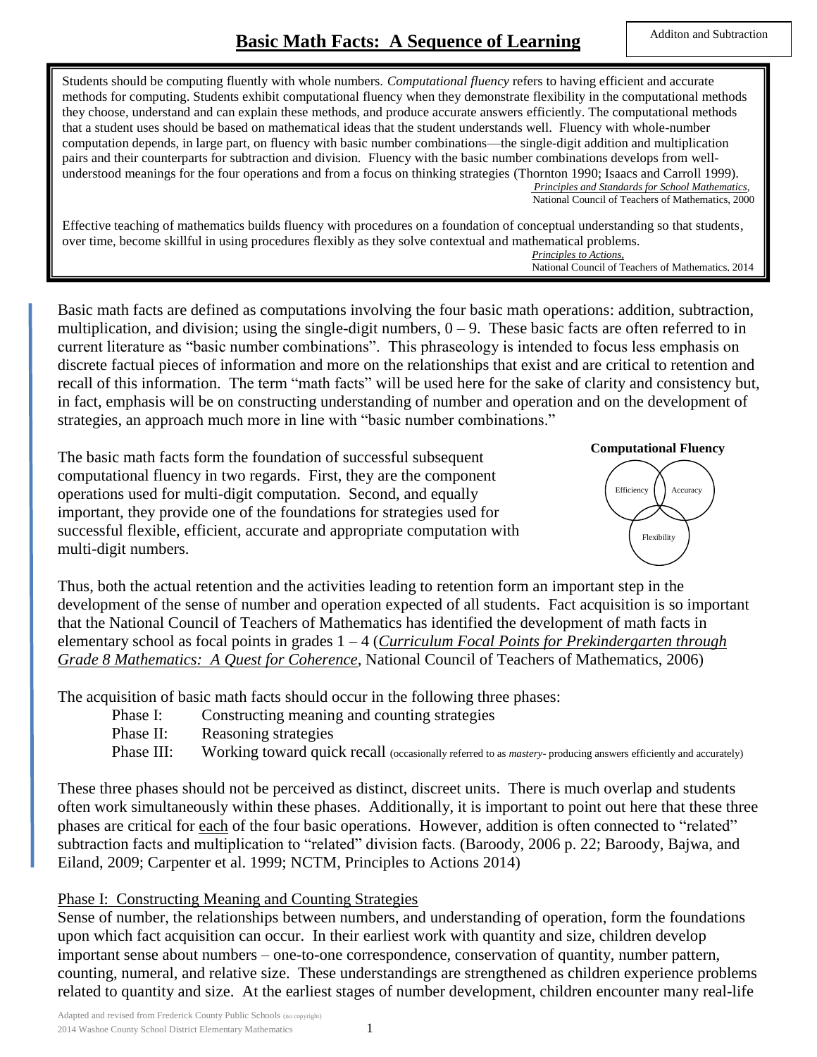# Basic Math Facts: A Sequence of Learning

Additon and Subtraction

> Students should be computing fluently with whole numbers. *Computational fluency* refers to having efficient and accurate methods for computing. Students exhibit computational fluency when they demonstrate flexibility in the computational methods they choose, understand and can explain these methods, and produce accurate answers efficiently. The computational methods that a student uses should be based on mathematical ideas that the student understands well. Fluency with whole-number computation depends, in large part, on fluency with basic number combinations—the single-digit addition and multiplication pairs and their counterparts for subtraction and division. Fluency with the basic number combinations develops from well-understood meanings for the four operations and from a focus on thinking strategies (Thornton 1990; Isaacs and Carroll 1999).
>
> *Principles and Standards for School Mathematics*,
> National Council of Teachers of Mathematics, 2000
>
> Effective teaching of mathematics builds fluency with procedures on a foundation of conceptual understanding so that students, over time, become skillful in using procedures flexibly as they solve contextual and mathematical problems.
>
> *Principles to Actions*,
> National Council of Teachers of Mathematics, 2014

Basic math facts are defined as computations involving the four basic math operations: addition, subtraction, multiplication, and division; using the single-digit numbers, 0 – 9. These basic facts are often referred to in current literature as "basic number combinations". This phraseology is intended to focus less emphasis on discrete factual pieces of information and more on the relationships that exist and are critical to retention and recall of this information. The term "math facts" will be used here for the sake of clarity and consistency but, in fact, emphasis will be on constructing understanding of number and operation and on the development of strategies, an approach much more in line with "basic number combinations."

The basic math facts form the foundation of successful subsequent computational fluency in two regards. First, they are the component operations used for multi-digit computation. Second, and equally important, they provide one of the foundations for strategies used for successful flexible, efficient, accurate and appropriate computation with multi-digit numbers.

**Computational Fluency**

Efficiency, Accuracy, Flexibility

Thus, both the actual retention and the activities leading to retention form an important step in the development of the sense of number and operation expected of all students. Fact acquisition is so important that the National Council of Teachers of Mathematics has identified the development of math facts in elementary school as focal points in grades 1 – 4 (*Curriculum Focal Points for Prekindergarten through Grade 8 Mathematics: A Quest for Coherence*, National Council of Teachers of Mathematics, 2006)

The acquisition of basic math facts should occur in the following three phases:

- Phase I: Constructing meaning and counting strategies
- Phase II: Reasoning strategies
- Phase III: Working toward quick recall (occasionally referred to as *mastery*- producing answers efficiently and accurately)

These three phases should not be perceived as distinct, discreet units. There is much overlap and students often work simultaneously within these phases. Additionally, it is important to point out here that these three phases are critical for each of the four basic operations. However, addition is often connected to "related" subtraction facts and multiplication to "related" division facts. (Baroody, 2006 p. 22; Baroody, Bajwa, and Eiland, 2009; Carpenter et al. 1999; NCTM, Principles to Actions 2014)

## Phase I: Constructing Meaning and Counting Strategies

Sense of number, the relationships between numbers, and understanding of operation, form the foundations upon which fact acquisition can occur. In their earliest work with quantity and size, children develop important sense about numbers – one-to-one correspondence, conservation of quantity, number pattern, counting, numeral, and relative size. These understandings are strengthened as children experience problems related to quantity and size. At the earliest stages of number development, children encounter many real-life

Adapted and revised from Frederick County Public Schools (no copyright)
2014 Washoe County School District Elementary Mathematics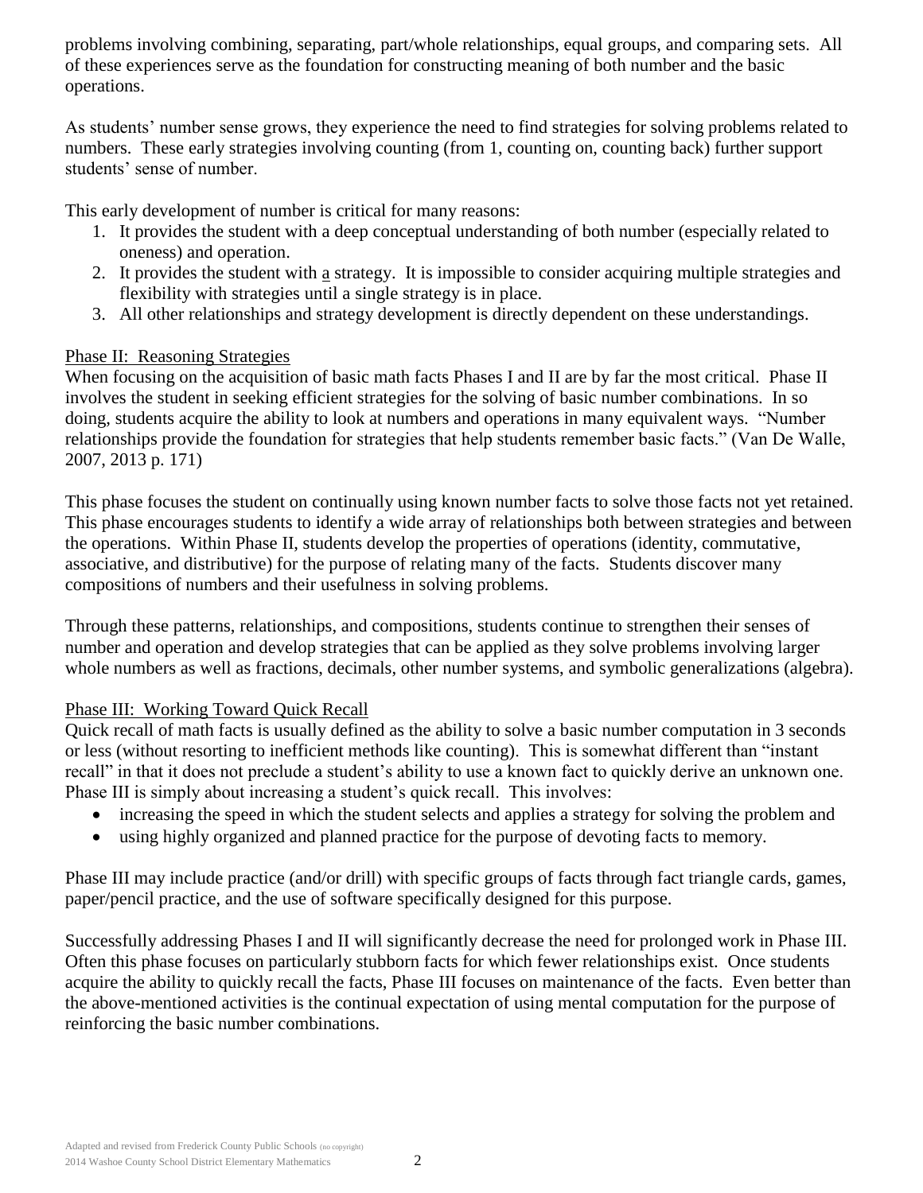problems involving combining, separating, part/whole relationships, equal groups, and comparing sets. All of these experiences serve as the foundation for constructing meaning of both number and the basic operations.

As students' number sense grows, they experience the need to find strategies for solving problems related to numbers. These early strategies involving counting (from 1, counting on, counting back) further support students' sense of number.

This early development of number is critical for many reasons:

1. It provides the student with a deep conceptual understanding of both number (especially related to oneness) and operation.
2. It provides the student with <u>a</u> strategy. It is impossible to consider acquiring multiple strategies and flexibility with strategies until a single strategy is in place.
3. All other relationships and strategy development is directly dependent on these understandings.

## Phase II: Reasoning Strategies

When focusing on the acquisition of basic math facts Phases I and II are by far the most critical. Phase II involves the student in seeking efficient strategies for the solving of basic number combinations. In so doing, students acquire the ability to look at numbers and operations in many equivalent ways. "Number relationships provide the foundation for strategies that help students remember basic facts." (Van De Walle, 2007, 2013 p. 171)

This phase focuses the student on continually using known number facts to solve those facts not yet retained. This phase encourages students to identify a wide array of relationships both between strategies and between the operations. Within Phase II, students develop the properties of operations (identity, commutative, associative, and distributive) for the purpose of relating many of the facts. Students discover many compositions of numbers and their usefulness in solving problems.

Through these patterns, relationships, and compositions, students continue to strengthen their senses of number and operation and develop strategies that can be applied as they solve problems involving larger whole numbers as well as fractions, decimals, other number systems, and symbolic generalizations (algebra).

## Phase III: Working Toward Quick Recall

Quick recall of math facts is usually defined as the ability to solve a basic number computation in 3 seconds or less (without resorting to inefficient methods like counting). This is somewhat different than "instant recall" in that it does not preclude a student's ability to use a known fact to quickly derive an unknown one. Phase III is simply about increasing a student's quick recall. This involves:

- increasing the speed in which the student selects and applies a strategy for solving the problem and
- using highly organized and planned practice for the purpose of devoting facts to memory.

Phase III may include practice (and/or drill) with specific groups of facts through fact triangle cards, games, paper/pencil practice, and the use of software specifically designed for this purpose.

Successfully addressing Phases I and II will significantly decrease the need for prolonged work in Phase III. Often this phase focuses on particularly stubborn facts for which fewer relationships exist. Once students acquire the ability to quickly recall the facts, Phase III focuses on maintenance of the facts. Even better than the above-mentioned activities is the continual expectation of using mental computation for the purpose of reinforcing the basic number combinations.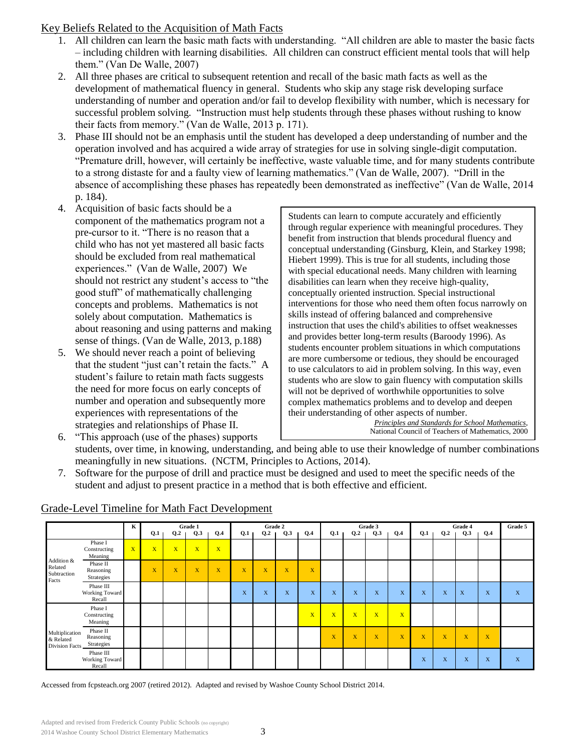## Key Beliefs Related to the Acquisition of Math Facts

1. All children can learn the basic math facts with understanding. "All children are able to master the basic facts – including children with learning disabilities. All children can construct efficient mental tools that will help them." (Van De Walle, 2007)
2. All three phases are critical to subsequent retention and recall of the basic math facts as well as the development of mathematical fluency in general. Students who skip any stage risk developing surface understanding of number and operation and/or fail to develop flexibility with number, which is necessary for successful problem solving. "Instruction must help students through these phases without rushing to know their facts from memory." (Van de Walle, 2013 p. 171).
3. Phase III should not be an emphasis until the student has developed a deep understanding of number and the operation involved and has acquired a wide array of strategies for use in solving single-digit computation. "Premature drill, however, will certainly be ineffective, waste valuable time, and for many students contribute to a strong distaste for and a faulty view of learning mathematics." (Van de Walle, 2007). "Drill in the absence of accomplishing these phases has repeatedly been demonstrated as ineffective" (Van de Walle, 2014 p. 184).
4. Acquisition of basic facts should be a component of the mathematics program not a pre-cursor to it. "There is no reason that a child who has not yet mastered all basic facts should be excluded from real mathematical experiences." (Van de Walle, 2007) We should not restrict any student's access to "the good stuff" of mathematically challenging concepts and problems. Mathematics is not solely about computation. Mathematics is about reasoning and using patterns and making sense of things. (Van de Walle, 2013, p.188)
5. We should never reach a point of believing that the student "just can't retain the facts." A student's failure to retain math facts suggests the need for more focus on early concepts of number and operation and subsequently more experiences with representations of the strategies and relationships of Phase II.
6. "This approach (use of the phases) supports students, over time, in knowing, understanding, and being able to use their knowledge of number combinations meaningfully in new situations. (NCTM, Principles to Actions, 2014).
7. Software for the purpose of drill and practice must be designed and used to meet the specific needs of the student and adjust to present practice in a method that is both effective and efficient.

> Students can learn to compute accurately and efficiently through regular experience with meaningful procedures. They benefit from instruction that blends procedural fluency and conceptual understanding (Ginsburg, Klein, and Starkey 1998; Hiebert 1999). This is true for all students, including those with special educational needs. Many children with learning disabilities can learn when they receive high-quality, conceptually oriented instruction. Special instructional interventions for those who need them often focus narrowly on skills instead of offering balanced and comprehensive instruction that uses the child's abilities to offset weaknesses and provides better long-term results (Baroody 1996). As students encounter problem situations in which computations are more cumbersome or tedious, they should be encouraged to use calculators to aid in problem solving. In this way, even students who are slow to gain fluency with computation skills will not be deprived of worthwhile opportunities to solve complex mathematics problems and to develop and deepen their understanding of other aspects of number.
>
> *Principles and Standards for School Mathematics*, National Council of Teachers of Mathematics, 2000

## Grade-Level Timeline for Math Fact Development

| | | K | Grade 1 Q.1 | Grade 1 Q.2 | Grade 1 Q.3 | Grade 1 Q.4 | Grade 2 Q.1 | Grade 2 Q.2 | Grade 2 Q.3 | Grade 2 Q.4 | Grade 3 Q.1 | Grade 3 Q.2 | Grade 3 Q.3 | Grade 3 Q.4 | Grade 4 Q.1 | Grade 4 Q.2 | Grade 4 Q.3 | Grade 4 Q.4 | Grade 5 |
|---|---|---|---|---|---|---|---|---|---|---|---|---|---|---|---|---|---|---|---|
| Addition & Related Subtraction Facts | Phase I Constructing Meaning | X | X | X | X | X | | | | | | | | | | | | | |
| | Phase II Reasoning Strategies | | X | X | X | X | X | X | X | X | | | | | | | | | |
| | Phase III Working Toward Recall | | | | | | X | X | X | X | X | X | X | X | X | X | X | X | X |
| Multiplication & Related Division Facts | Phase I Constructing Meaning | | | | | | | | | X | X | X | X | X | | | | | |
| | Phase II Reasoning Strategies | | | | | | | | | | X | X | X | X | X | X | X | X | |
| | Phase III Working Toward Recall | | | | | | | | | | | | | | X | X | X | X | X |

Accessed from fcpsteach.org 2007 (retired 2012). Adapted and revised by Washoe County School District 2014.

Adapted and revised from Frederick County Public Schools (no copyright)
2014 Washoe County School District Elementary Mathematics